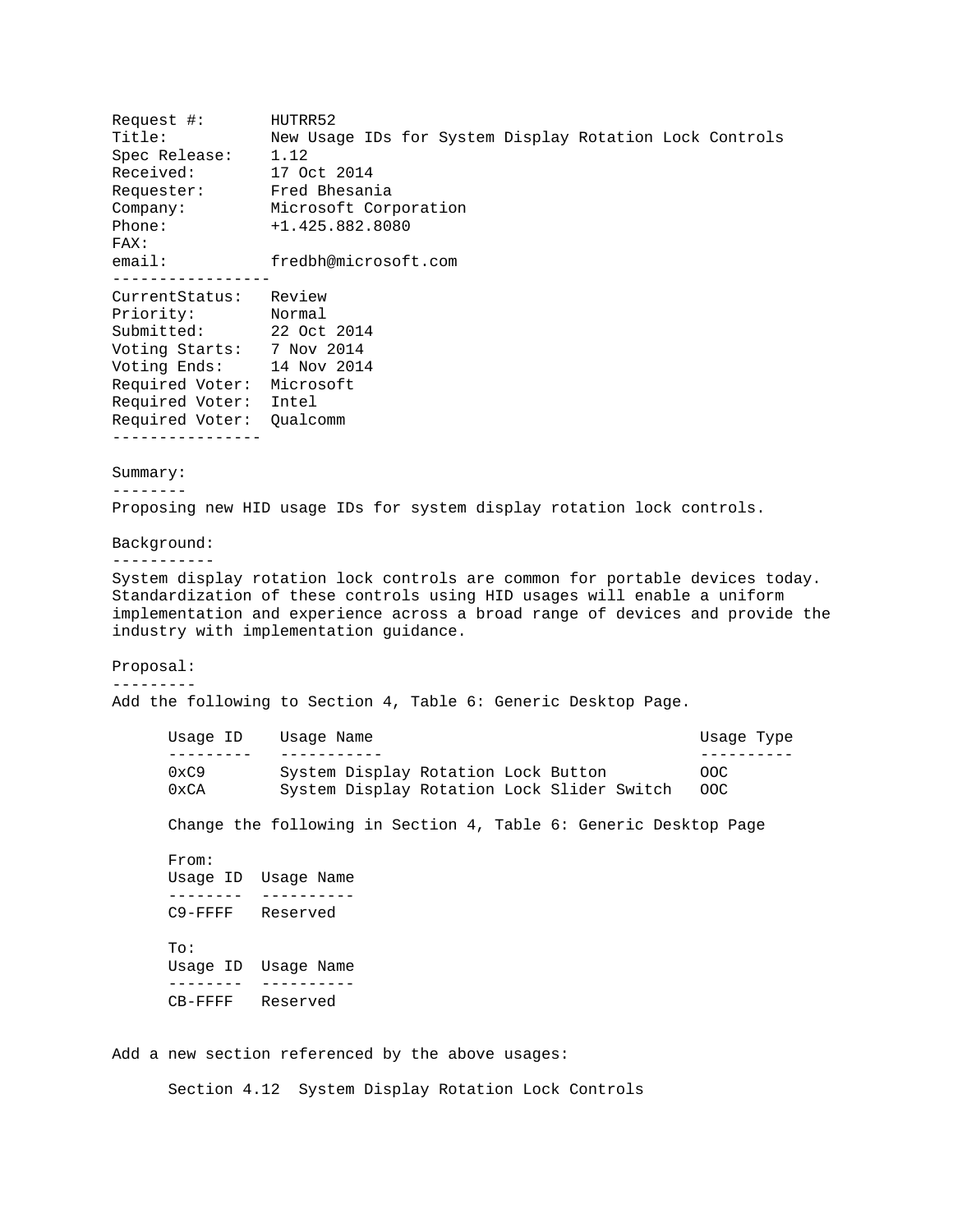Request #: HUTRR52
Title: New Usage IDs for System Display Rotation Lock Controls
Spec Release: 1.12
Received: 17 Oct 2014
Requester: Fred Bhesania
Company: Microsoft Corporation
Phone: +1.425.882.8080
FAX:
email: fredbh@microsoft.com

-----------------

CurrentStatus: Review
Priority: Normal
Submitted: 22 Oct 2014
Voting Starts: 7 Nov 2014
Voting Ends: 14 Nov 2014
Required Voter: Microsoft
Required Voter: Intel
Required Voter: Qualcomm

----------------

## Summary:

Proposing new HID usage IDs for system display rotation lock controls.

## Background:

System display rotation lock controls are common for portable devices today. Standardization of these controls using HID usages will enable a uniform implementation and experience across a broad range of devices and provide the industry with implementation guidance.

## Proposal:

Add the following to Section 4, Table 6: Generic Desktop Page.

| Usage ID | Usage Name | Usage Type |
|---|---|---|
| 0xC9 | System Display Rotation Lock Button | OOC |
| 0xCA | System Display Rotation Lock Slider Switch | OOC |

Change the following in Section 4, Table 6: Generic Desktop Page

From:

| Usage ID | Usage Name |
|---|---|
| C9-FFFF | Reserved |

To:

| Usage ID | Usage Name |
|---|---|
| CB-FFFF | Reserved |

Add a new section referenced by the above usages:

Section 4.12 System Display Rotation Lock Controls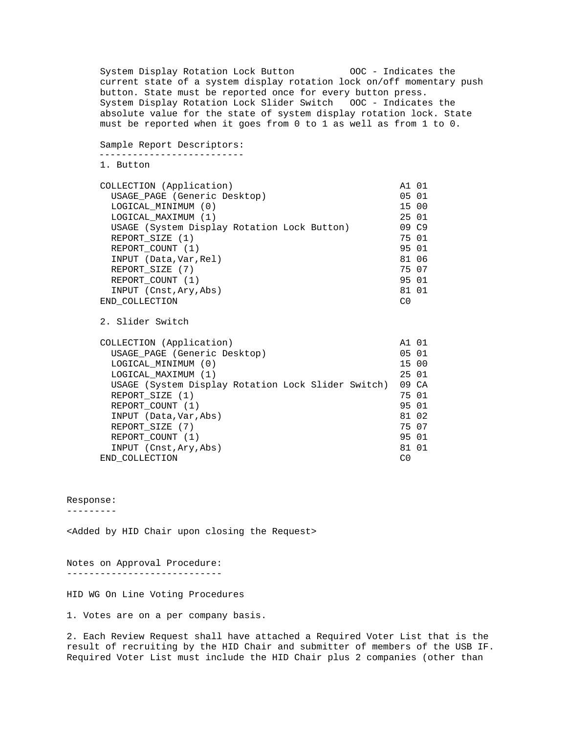System Display Rotation Lock Button          OOC - Indicates the current state of a system display rotation lock on/off momentary push button. State must be reported once for every button press.
System Display Rotation Lock Slider Switch   OOC - Indicates the absolute value for the state of system display rotation lock. State must be reported when it goes from 0 to 1 as well as from 1 to 0.

Sample Report Descriptors:
--------------------------
1. Button

```
COLLECTION (Application)                            A1 01
  USAGE_PAGE (Generic Desktop)                      05 01
  LOGICAL_MINIMUM (0)                               15 00
  LOGICAL_MAXIMUM (1)                               25 01
  USAGE (System Display Rotation Lock Button)       09 C9
  REPORT_SIZE (1)                                   75 01
  REPORT_COUNT (1)                                  95 01
  INPUT (Data,Var,Rel)                              81 06
  REPORT_SIZE (7)                                   75 07
  REPORT_COUNT (1)                                  95 01
  INPUT (Cnst,Ary,Abs)                              81 01
END_COLLECTION                                      C0
```

2. Slider Switch

```
COLLECTION (Application)                            A1 01
  USAGE_PAGE (Generic Desktop)                      05 01
  LOGICAL_MINIMUM (0)                               15 00
  LOGICAL_MAXIMUM (1)                               25 01
  USAGE (System Display Rotation Lock Slider Switch)  09 CA
  REPORT_SIZE (1)                                   75 01
  REPORT_COUNT (1)                                  95 01
  INPUT (Data,Var,Abs)                              81 02
  REPORT_SIZE (7)                                   75 07
  REPORT_COUNT (1)                                  95 01
  INPUT (Cnst,Ary,Abs)                              81 01
END_COLLECTION                                      C0
```

Response:
---------

<Added by HID Chair upon closing the Request>

Notes on Approval Procedure:
----------------------------

HID WG On Line Voting Procedures

1. Votes are on a per company basis.

2. Each Review Request shall have attached a Required Voter List that is the result of recruiting by the HID Chair and submitter of members of the USB IF. Required Voter List must include the HID Chair plus 2 companies (other than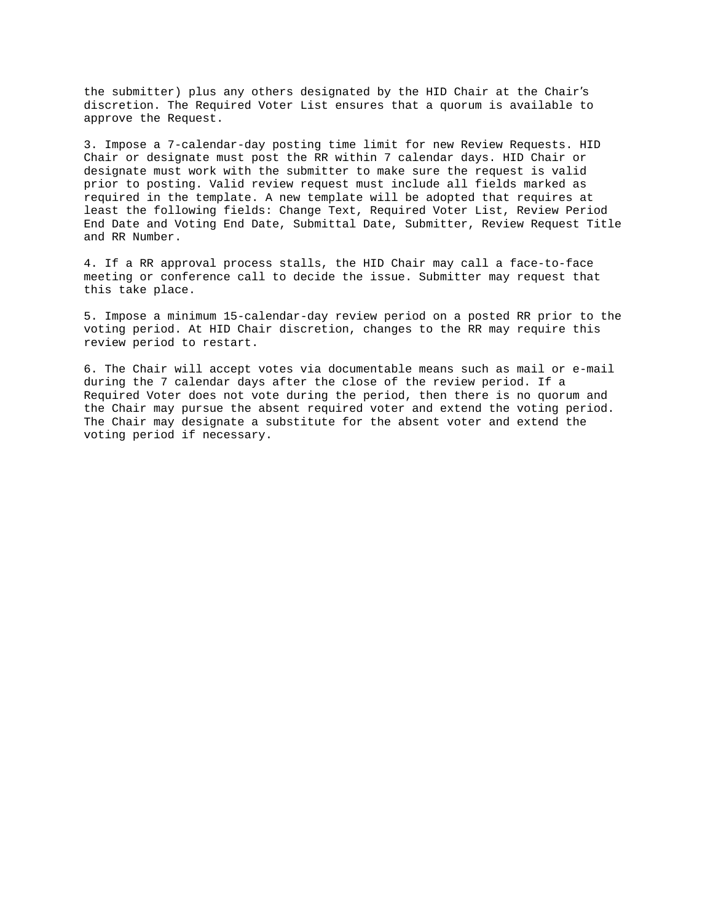the submitter) plus any others designated by the HID Chair at the Chair's discretion. The Required Voter List ensures that a quorum is available to approve the Request.

3. Impose a 7-calendar-day posting time limit for new Review Requests. HID Chair or designate must post the RR within 7 calendar days. HID Chair or designate must work with the submitter to make sure the request is valid prior to posting. Valid review request must include all fields marked as required in the template. A new template will be adopted that requires at least the following fields: Change Text, Required Voter List, Review Period End Date and Voting End Date, Submittal Date, Submitter, Review Request Title and RR Number.

4. If a RR approval process stalls, the HID Chair may call a face-to-face meeting or conference call to decide the issue. Submitter may request that this take place.

5. Impose a minimum 15-calendar-day review period on a posted RR prior to the voting period. At HID Chair discretion, changes to the RR may require this review period to restart.

6. The Chair will accept votes via documentable means such as mail or e-mail during the 7 calendar days after the close of the review period. If a Required Voter does not vote during the period, then there is no quorum and the Chair may pursue the absent required voter and extend the voting period. The Chair may designate a substitute for the absent voter and extend the voting period if necessary.